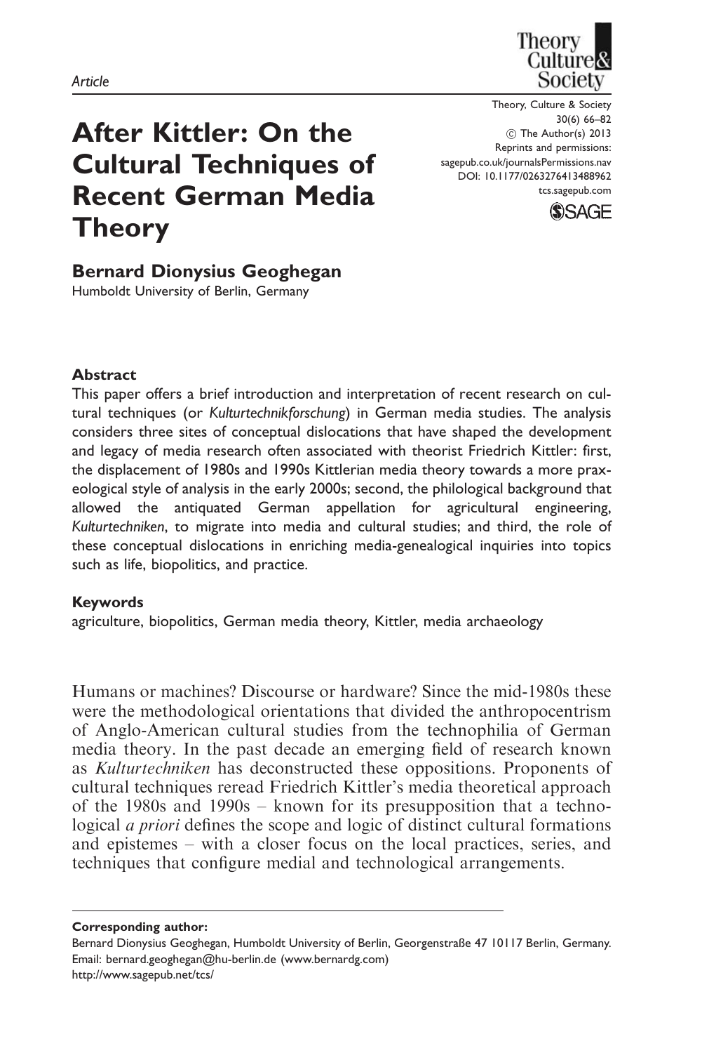*Article*

# After Kittler: On the Cultural Techniques of Recent German Media Theory

Theory, Culture & Society
30(6) 66–82
© The Author(s) 2013
Reprints and permissions: sagepub.co.uk/journalsPermissions.nav
DOI: 10.1177/0263276413488962
tcs.sagepub.com

**Bernard Dionysius Geoghegan**
Humboldt University of Berlin, Germany

### Abstract

This paper offers a brief introduction and interpretation of recent research on cultural techniques (or *Kulturtechnikforschung*) in German media studies. The analysis considers three sites of conceptual dislocations that have shaped the development and legacy of media research often associated with theorist Friedrich Kittler: first, the displacement of 1980s and 1990s Kittlerian media theory towards a more praxeological style of analysis in the early 2000s; second, the philological background that allowed the antiquated German appellation for agricultural engineering, *Kulturtechniken*, to migrate into media and cultural studies; and third, the role of these conceptual dislocations in enriching media-genealogical inquiries into topics such as life, biopolitics, and practice.

### Keywords

agriculture, biopolitics, German media theory, Kittler, media archaeology

Humans or machines? Discourse or hardware? Since the mid-1980s these were the methodological orientations that divided the anthropocentrism of Anglo-American cultural studies from the technophilia of German media theory. In the past decade an emerging field of research known as *Kulturtechniken* has deconstructed these oppositions. Proponents of cultural techniques reread Friedrich Kittler's media theoretical approach of the 1980s and 1990s – known for its presupposition that a technological *a priori* defines the scope and logic of distinct cultural formations and epistemes – with a closer focus on the local practices, series, and techniques that configure medial and technological arrangements.

**Corresponding author:**
Bernard Dionysius Geoghegan, Humboldt University of Berlin, Georgenstraße 47 10117 Berlin, Germany.
Email: bernard.geoghegan@hu-berlin.de (www.bernardg.com)
http://www.sagepub.net/tcs/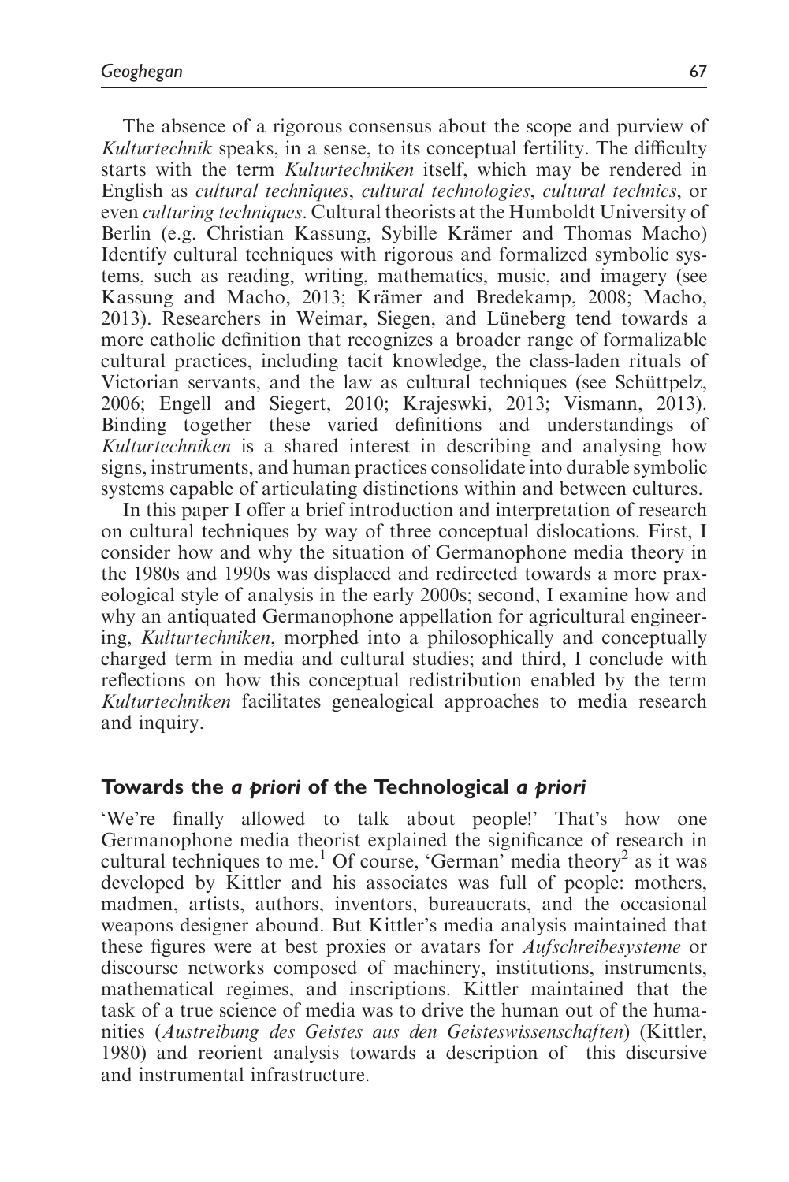The absence of a rigorous consensus about the scope and purview of *Kulturtechnik* speaks, in a sense, to its conceptual fertility. The difficulty starts with the term *Kulturtechniken* itself, which may be rendered in English as *cultural techniques*, *cultural technologies*, *cultural technics*, or even *culturing techniques*. Cultural theorists at the Humboldt University of Berlin (e.g. Christian Kassung, Sybille Krämer and Thomas Macho) Identify cultural techniques with rigorous and formalized symbolic systems, such as reading, writing, mathematics, music, and imagery (see Kassung and Macho, 2013; Krämer and Bredekamp, 2008; Macho, 2013). Researchers in Weimar, Siegen, and Lüneberg tend towards a more catholic definition that recognizes a broader range of formalizable cultural practices, including tacit knowledge, the class-laden rituals of Victorian servants, and the law as cultural techniques (see Schüttpelz, 2006; Engell and Siegert, 2010; Krajeswki, 2013; Vismann, 2013). Binding together these varied definitions and understandings of *Kulturtechniken* is a shared interest in describing and analysing how signs, instruments, and human practices consolidate into durable symbolic systems capable of articulating distinctions within and between cultures.

In this paper I offer a brief introduction and interpretation of research on cultural techniques by way of three conceptual dislocations. First, I consider how and why the situation of Germanophone media theory in the 1980s and 1990s was displaced and redirected towards a more praxeological style of analysis in the early 2000s; second, I examine how and why an antiquated Germanophone appellation for agricultural engineering, *Kulturtechniken*, morphed into a philosophically and conceptually charged term in media and cultural studies; and third, I conclude with reflections on how this conceptual redistribution enabled by the term *Kulturtechniken* facilitates genealogical approaches to media research and inquiry.

## Towards the *a priori* of the Technological *a priori*

'We're finally allowed to talk about people!' That's how one Germanophone media theorist explained the significance of research in cultural techniques to me.[1] Of course, 'German' media theory[2] as it was developed by Kittler and his associates was full of people: mothers, madmen, artists, authors, inventors, bureaucrats, and the occasional weapons designer abound. But Kittler's media analysis maintained that these figures were at best proxies or avatars for *Aufschreibesysteme* or discourse networks composed of machinery, institutions, instruments, mathematical regimes, and inscriptions. Kittler maintained that the task of a true science of media was to drive the human out of the humanities (*Austreibung des Geistes aus den Geisteswissenschaften*) (Kittler, 1980) and reorient analysis towards a description of this discursive and instrumental infrastructure.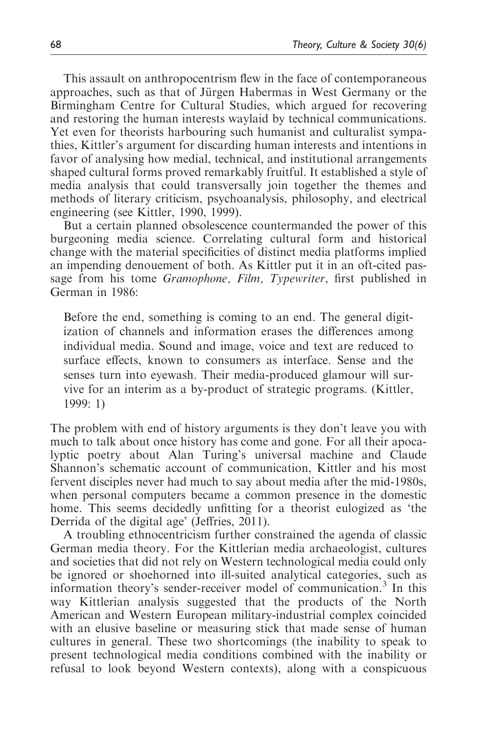This assault on anthropocentrism flew in the face of contemporaneous approaches, such as that of Jürgen Habermas in West Germany or the Birmingham Centre for Cultural Studies, which argued for recovering and restoring the human interests waylaid by technical communications. Yet even for theorists harbouring such humanist and culturalist sympathies, Kittler's argument for discarding human interests and intentions in favor of analysing how medial, technical, and institutional arrangements shaped cultural forms proved remarkably fruitful. It established a style of media analysis that could transversally join together the themes and methods of literary criticism, psychoanalysis, philosophy, and electrical engineering (see Kittler, 1990, 1999).

But a certain planned obsolescence countermanded the power of this burgeoning media science. Correlating cultural form and historical change with the material specificities of distinct media platforms implied an impending denouement of both. As Kittler put it in an oft-cited passage from his tome *Gramophone, Film, Typewriter*, first published in German in 1986:

> Before the end, something is coming to an end. The general digitization of channels and information erases the differences among individual media. Sound and image, voice and text are reduced to surface effects, known to consumers as interface. Sense and the senses turn into eyewash. Their media-produced glamour will survive for an interim as a by-product of strategic programs. (Kittler, 1999: 1)

The problem with end of history arguments is they don't leave you with much to talk about once history has come and gone. For all their apocalyptic poetry about Alan Turing's universal machine and Claude Shannon's schematic account of communication, Kittler and his most fervent disciples never had much to say about media after the mid-1980s, when personal computers became a common presence in the domestic home. This seems decidedly unfitting for a theorist eulogized as 'the Derrida of the digital age' (Jeffries, 2011).

A troubling ethnocentricism further constrained the agenda of classic German media theory. For the Kittlerian media archaeologist, cultures and societies that did not rely on Western technological media could only be ignored or shoehorned into ill-suited analytical categories, such as information theory's sender-receiver model of communication.[3] In this way Kittlerian analysis suggested that the products of the North American and Western European military-industrial complex coincided with an elusive baseline or measuring stick that made sense of human cultures in general. These two shortcomings (the inability to speak to present technological media conditions combined with the inability or refusal to look beyond Western contexts), along with a conspicuous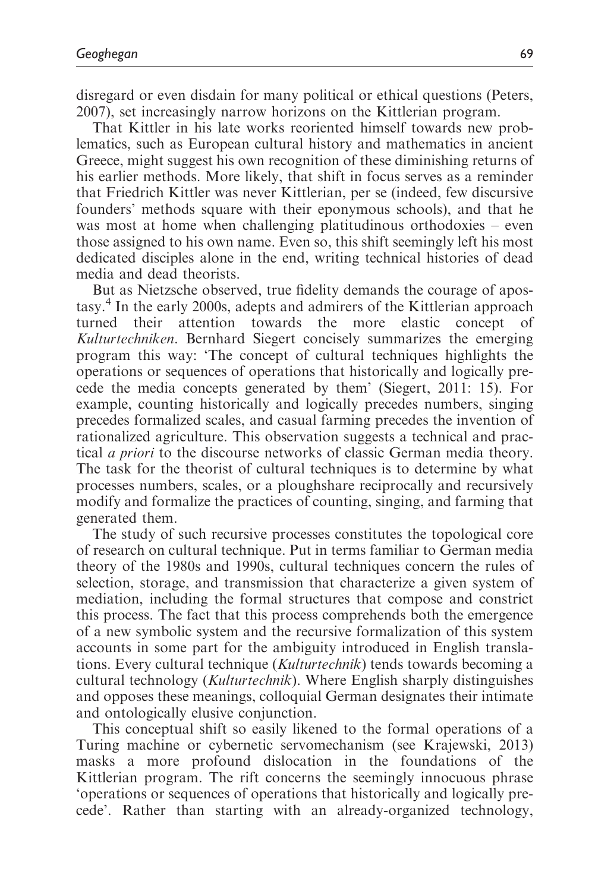disregard or even disdain for many political or ethical questions (Peters, 2007), set increasingly narrow horizons on the Kittlerian program.

That Kittler in his late works reoriented himself towards new problematics, such as European cultural history and mathematics in ancient Greece, might suggest his own recognition of these diminishing returns of his earlier methods. More likely, that shift in focus serves as a reminder that Friedrich Kittler was never Kittlerian, per se (indeed, few discursive founders' methods square with their eponymous schools), and that he was most at home when challenging platitudinous orthodoxies – even those assigned to his own name. Even so, this shift seemingly left his most dedicated disciples alone in the end, writing technical histories of dead media and dead theorists.

But as Nietzsche observed, true fidelity demands the courage of apostasy.[4] In the early 2000s, adepts and admirers of the Kittlerian approach turned their attention towards the more elastic concept of *Kulturtechniken*. Bernhard Siegert concisely summarizes the emerging program this way: 'The concept of cultural techniques highlights the operations or sequences of operations that historically and logically precede the media concepts generated by them' (Siegert, 2011: 15). For example, counting historically and logically precedes numbers, singing precedes formalized scales, and casual farming precedes the invention of rationalized agriculture. This observation suggests a technical and practical *a priori* to the discourse networks of classic German media theory. The task for the theorist of cultural techniques is to determine by what processes numbers, scales, or a ploughshare reciprocally and recursively modify and formalize the practices of counting, singing, and farming that generated them.

The study of such recursive processes constitutes the topological core of research on cultural technique. Put in terms familiar to German media theory of the 1980s and 1990s, cultural techniques concern the rules of selection, storage, and transmission that characterize a given system of mediation, including the formal structures that compose and constrict this process. The fact that this process comprehends both the emergence of a new symbolic system and the recursive formalization of this system accounts in some part for the ambiguity introduced in English translations. Every cultural technique (*Kulturtechnik*) tends towards becoming a cultural technology (*Kulturtechnik*). Where English sharply distinguishes and opposes these meanings, colloquial German designates their intimate and ontologically elusive conjunction.

This conceptual shift so easily likened to the formal operations of a Turing machine or cybernetic servomechanism (see Krajewski, 2013) masks a more profound dislocation in the foundations of the Kittlerian program. The rift concerns the seemingly innocuous phrase 'operations or sequences of operations that historically and logically precede'. Rather than starting with an already-organized technology,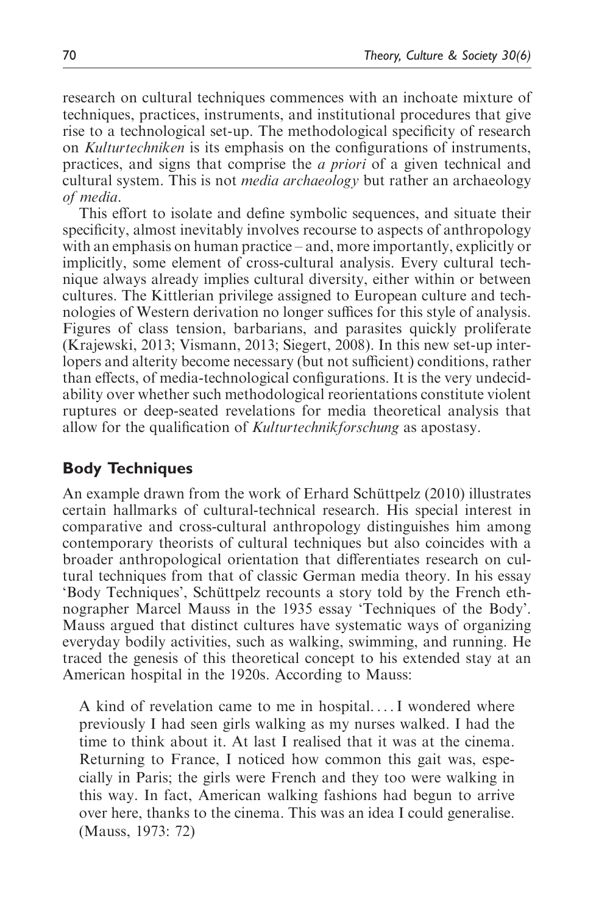research on cultural techniques commences with an inchoate mixture of techniques, practices, instruments, and institutional procedures that give rise to a technological set-up. The methodological specificity of research on *Kulturtechniken* is its emphasis on the configurations of instruments, practices, and signs that comprise the *a priori* of a given technical and cultural system. This is not *media archaeology* but rather an archaeology *of media*.

This effort to isolate and define symbolic sequences, and situate their specificity, almost inevitably involves recourse to aspects of anthropology with an emphasis on human practice – and, more importantly, explicitly or implicitly, some element of cross-cultural analysis. Every cultural technique always already implies cultural diversity, either within or between cultures. The Kittlerian privilege assigned to European culture and technologies of Western derivation no longer suffices for this style of analysis. Figures of class tension, barbarians, and parasites quickly proliferate (Krajewski, 2013; Vismann, 2013; Siegert, 2008). In this new set-up interlopers and alterity become necessary (but not sufficient) conditions, rather than effects, of media-technological configurations. It is the very undecidability over whether such methodological reorientations constitute violent ruptures or deep-seated revelations for media theoretical analysis that allow for the qualification of *Kulturtechnikforschung* as apostasy.

## Body Techniques

An example drawn from the work of Erhard Schüttpelz (2010) illustrates certain hallmarks of cultural-technical research. His special interest in comparative and cross-cultural anthropology distinguishes him among contemporary theorists of cultural techniques but also coincides with a broader anthropological orientation that differentiates research on cultural techniques from that of classic German media theory. In his essay 'Body Techniques', Schüttpelz recounts a story told by the French ethnographer Marcel Mauss in the 1935 essay 'Techniques of the Body'. Mauss argued that distinct cultures have systematic ways of organizing everyday bodily activities, such as walking, swimming, and running. He traced the genesis of this theoretical concept to his extended stay at an American hospital in the 1920s. According to Mauss:

> A kind of revelation came to me in hospital.... I wondered where previously I had seen girls walking as my nurses walked. I had the time to think about it. At last I realised that it was at the cinema. Returning to France, I noticed how common this gait was, especially in Paris; the girls were French and they too were walking in this way. In fact, American walking fashions had begun to arrive over here, thanks to the cinema. This was an idea I could generalise. (Mauss, 1973: 72)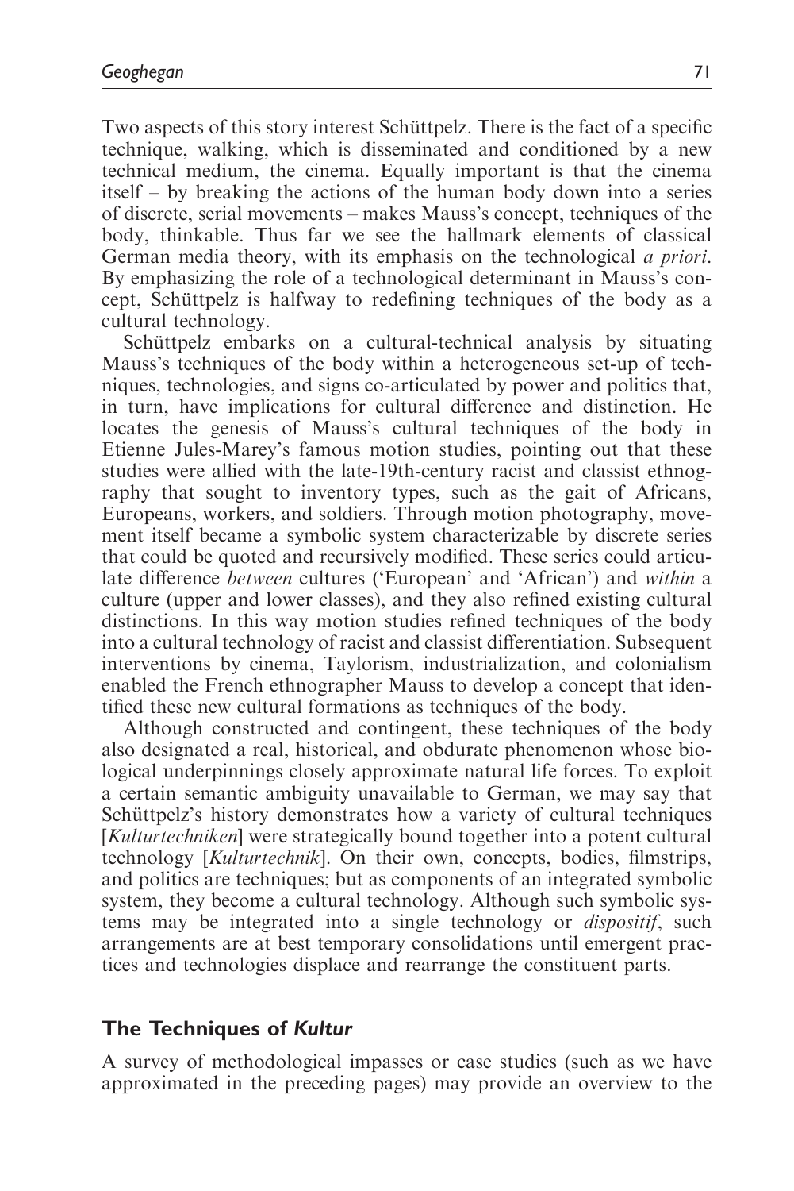Two aspects of this story interest Schüttpelz. There is the fact of a specific technique, walking, which is disseminated and conditioned by a new technical medium, the cinema. Equally important is that the cinema itself – by breaking the actions of the human body down into a series of discrete, serial movements – makes Mauss's concept, techniques of the body, thinkable. Thus far we see the hallmark elements of classical German media theory, with its emphasis on the technological *a priori*. By emphasizing the role of a technological determinant in Mauss's concept, Schüttpelz is halfway to redefining techniques of the body as a cultural technology.

Schüttpelz embarks on a cultural-technical analysis by situating Mauss's techniques of the body within a heterogeneous set-up of techniques, technologies, and signs co-articulated by power and politics that, in turn, have implications for cultural difference and distinction. He locates the genesis of Mauss's cultural techniques of the body in Etienne Jules-Marey's famous motion studies, pointing out that these studies were allied with the late-19th-century racist and classist ethnography that sought to inventory types, such as the gait of Africans, Europeans, workers, and soldiers. Through motion photography, movement itself became a symbolic system characterizable by discrete series that could be quoted and recursively modified. These series could articulate difference *between* cultures ('European' and 'African') and *within* a culture (upper and lower classes), and they also refined existing cultural distinctions. In this way motion studies refined techniques of the body into a cultural technology of racist and classist differentiation. Subsequent interventions by cinema, Taylorism, industrialization, and colonialism enabled the French ethnographer Mauss to develop a concept that identified these new cultural formations as techniques of the body.

Although constructed and contingent, these techniques of the body also designated a real, historical, and obdurate phenomenon whose biological underpinnings closely approximate natural life forces. To exploit a certain semantic ambiguity unavailable to German, we may say that Schüttpelz's history demonstrates how a variety of cultural techniques [*Kulturtechniken*] were strategically bound together into a potent cultural technology [*Kulturtechnik*]. On their own, concepts, bodies, filmstrips, and politics are techniques; but as components of an integrated symbolic system, they become a cultural technology. Although such symbolic systems may be integrated into a single technology or *dispositif*, such arrangements are at best temporary consolidations until emergent practices and technologies displace and rearrange the constituent parts.

## The Techniques of *Kultur*

A survey of methodological impasses or case studies (such as we have approximated in the preceding pages) may provide an overview to the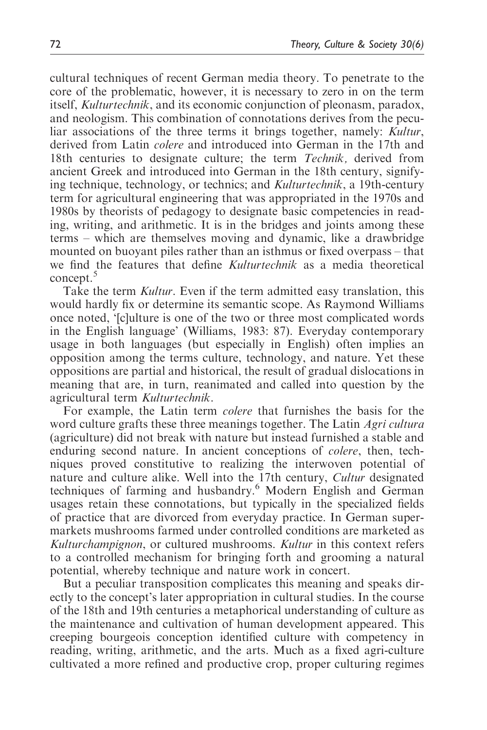cultural techniques of recent German media theory. To penetrate to the core of the problematic, however, it is necessary to zero in on the term itself, *Kulturtechnik*, and its economic conjunction of pleonasm, paradox, and neologism. This combination of connotations derives from the peculiar associations of the three terms it brings together, namely: *Kultur*, derived from Latin *colere* and introduced into German in the 17th and 18th centuries to designate culture; the term *Technik,* derived from ancient Greek and introduced into German in the 18th century, signifying technique, technology, or technics; and *Kulturtechnik*, a 19th-century term for agricultural engineering that was appropriated in the 1970s and 1980s by theorists of pedagogy to designate basic competencies in reading, writing, and arithmetic. It is in the bridges and joints among these terms – which are themselves moving and dynamic, like a drawbridge mounted on buoyant piles rather than an isthmus or fixed overpass – that we find the features that define *Kulturtechnik* as a media theoretical concept.[5]

Take the term *Kultur*. Even if the term admitted easy translation, this would hardly fix or determine its semantic scope. As Raymond Williams once noted, '[c]ulture is one of the two or three most complicated words in the English language' (Williams, 1983: 87). Everyday contemporary usage in both languages (but especially in English) often implies an opposition among the terms culture, technology, and nature. Yet these oppositions are partial and historical, the result of gradual dislocations in meaning that are, in turn, reanimated and called into question by the agricultural term *Kulturtechnik*.

For example, the Latin term *colere* that furnishes the basis for the word culture grafts these three meanings together. The Latin *Agri cultura* (agriculture) did not break with nature but instead furnished a stable and enduring second nature. In ancient conceptions of *colere*, then, techniques proved constitutive to realizing the interwoven potential of nature and culture alike. Well into the 17th century, *Cultur* designated techniques of farming and husbandry.[6] Modern English and German usages retain these connotations, but typically in the specialized fields of practice that are divorced from everyday practice. In German supermarkets mushrooms farmed under controlled conditions are marketed as *Kulturchampignon*, or cultured mushrooms. *Kultur* in this context refers to a controlled mechanism for bringing forth and grooming a natural potential, whereby technique and nature work in concert.

But a peculiar transposition complicates this meaning and speaks directly to the concept's later appropriation in cultural studies. In the course of the 18th and 19th centuries a metaphorical understanding of culture as the maintenance and cultivation of human development appeared. This creeping bourgeois conception identified culture with competency in reading, writing, arithmetic, and the arts. Much as a fixed agri-culture cultivated a more refined and productive crop, proper culturing regimes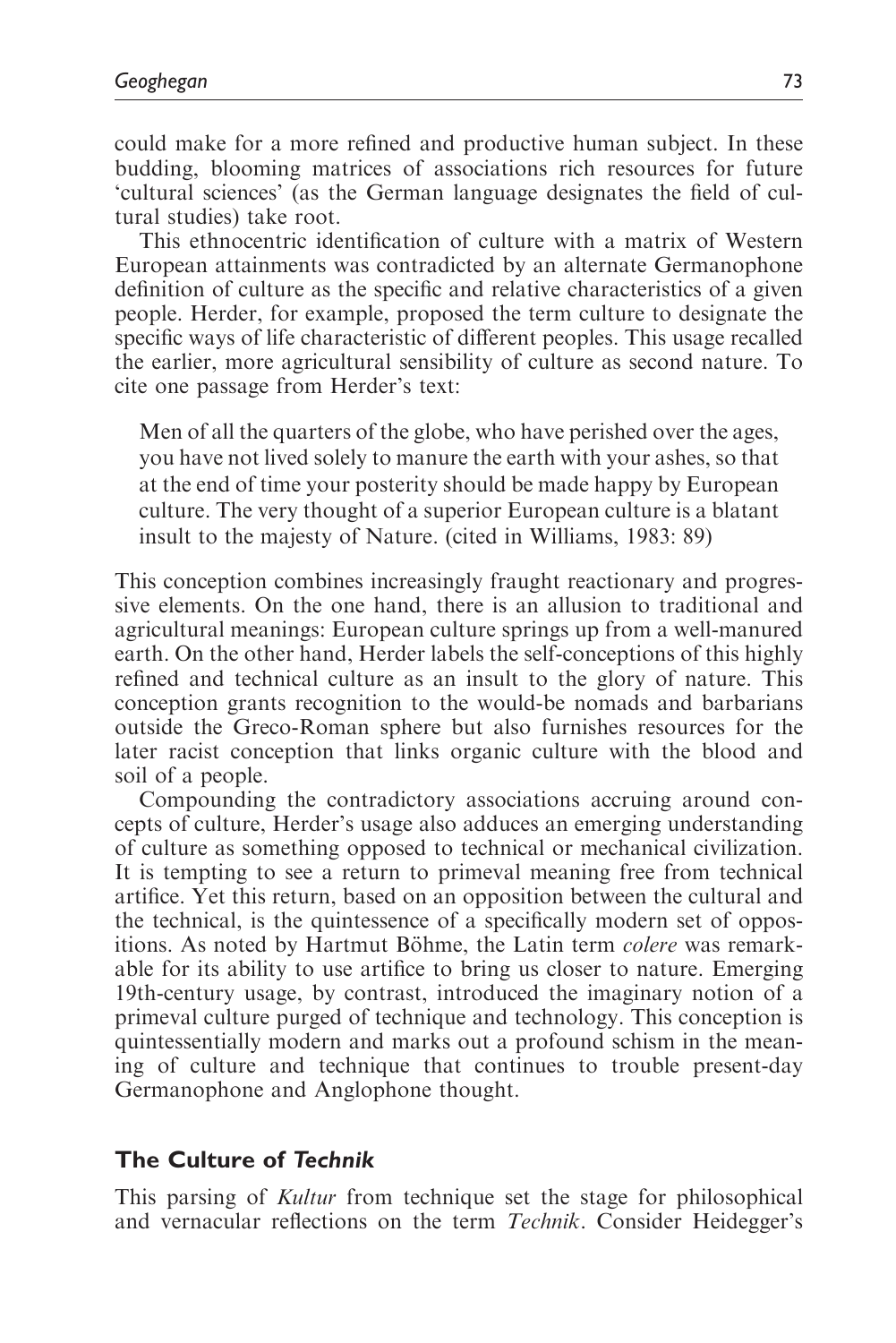could make for a more refined and productive human subject. In these budding, blooming matrices of associations rich resources for future 'cultural sciences' (as the German language designates the field of cultural studies) take root.

This ethnocentric identification of culture with a matrix of Western European attainments was contradicted by an alternate Germanophone definition of culture as the specific and relative characteristics of a given people. Herder, for example, proposed the term culture to designate the specific ways of life characteristic of different peoples. This usage recalled the earlier, more agricultural sensibility of culture as second nature. To cite one passage from Herder's text:

> Men of all the quarters of the globe, who have perished over the ages, you have not lived solely to manure the earth with your ashes, so that at the end of time your posterity should be made happy by European culture. The very thought of a superior European culture is a blatant insult to the majesty of Nature. (cited in Williams, 1983: 89)

This conception combines increasingly fraught reactionary and progressive elements. On the one hand, there is an allusion to traditional and agricultural meanings: European culture springs up from a well-manured earth. On the other hand, Herder labels the self-conceptions of this highly refined and technical culture as an insult to the glory of nature. This conception grants recognition to the would-be nomads and barbarians outside the Greco-Roman sphere but also furnishes resources for the later racist conception that links organic culture with the blood and soil of a people.

Compounding the contradictory associations accruing around concepts of culture, Herder's usage also adduces an emerging understanding of culture as something opposed to technical or mechanical civilization. It is tempting to see a return to primeval meaning free from technical artifice. Yet this return, based on an opposition between the cultural and the technical, is the quintessence of a specifically modern set of oppositions. As noted by Hartmut Böhme, the Latin term *colere* was remarkable for its ability to use artifice to bring us closer to nature. Emerging 19th-century usage, by contrast, introduced the imaginary notion of a primeval culture purged of technique and technology. This conception is quintessentially modern and marks out a profound schism in the meaning of culture and technique that continues to trouble present-day Germanophone and Anglophone thought.

## The Culture of *Technik*

This parsing of *Kultur* from technique set the stage for philosophical and vernacular reflections on the term *Technik*. Consider Heidegger's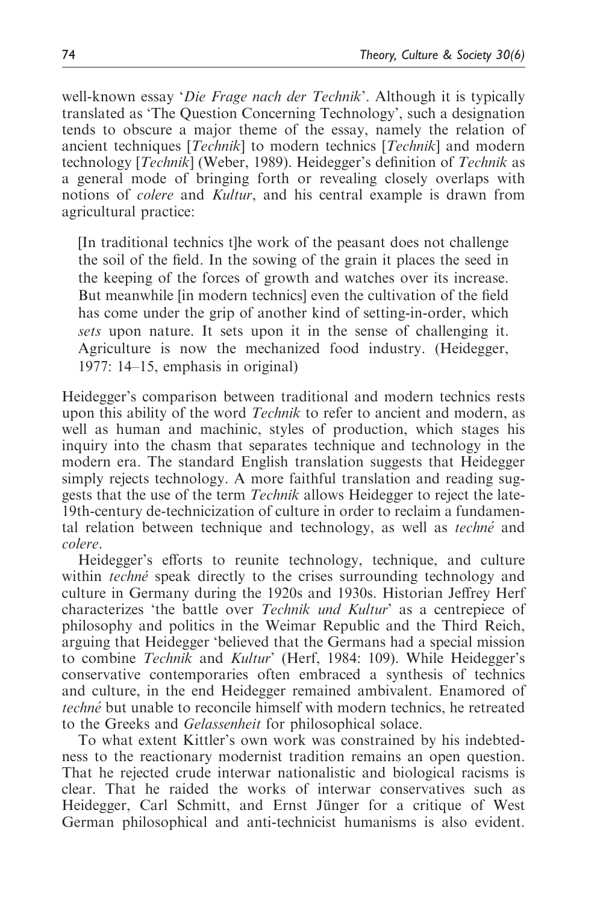well-known essay '*Die Frage nach der Technik*'. Although it is typically translated as 'The Question Concerning Technology', such a designation tends to obscure a major theme of the essay, namely the relation of ancient techniques [*Technik*] to modern technics [*Technik*] and modern technology [*Technik*] (Weber, 1989). Heidegger's definition of *Technik* as a general mode of bringing forth or revealing closely overlaps with notions of *colere* and *Kultur*, and his central example is drawn from agricultural practice:

> [In traditional technics t]he work of the peasant does not challenge the soil of the field. In the sowing of the grain it places the seed in the keeping of the forces of growth and watches over its increase. But meanwhile [in modern technics] even the cultivation of the field has come under the grip of another kind of setting-in-order, which *sets* upon nature. It sets upon it in the sense of challenging it. Agriculture is now the mechanized food industry. (Heidegger, 1977: 14–15, emphasis in original)

Heidegger's comparison between traditional and modern technics rests upon this ability of the word *Technik* to refer to ancient and modern, as well as human and machinic, styles of production, which stages his inquiry into the chasm that separates technique and technology in the modern era. The standard English translation suggests that Heidegger simply rejects technology. A more faithful translation and reading suggests that the use of the term *Technik* allows Heidegger to reject the late-19th-century de-technicization of culture in order to reclaim a fundamental relation between technique and technology, as well as *techné* and *colere*.

Heidegger's efforts to reunite technology, technique, and culture within *techné* speak directly to the crises surrounding technology and culture in Germany during the 1920s and 1930s. Historian Jeffrey Herf characterizes 'the battle over *Technik und Kultur*' as a centrepiece of philosophy and politics in the Weimar Republic and the Third Reich, arguing that Heidegger 'believed that the Germans had a special mission to combine *Technik* and *Kultur*' (Herf, 1984: 109). While Heidegger's conservative contemporaries often embraced a synthesis of technics and culture, in the end Heidegger remained ambivalent. Enamored of *techné* but unable to reconcile himself with modern technics, he retreated to the Greeks and *Gelassenheit* for philosophical solace.

To what extent Kittler's own work was constrained by his indebtedness to the reactionary modernist tradition remains an open question. That he rejected crude interwar nationalistic and biological racisms is clear. That he raided the works of interwar conservatives such as Heidegger, Carl Schmitt, and Ernst Jünger for a critique of West German philosophical and anti-technicist humanisms is also evident.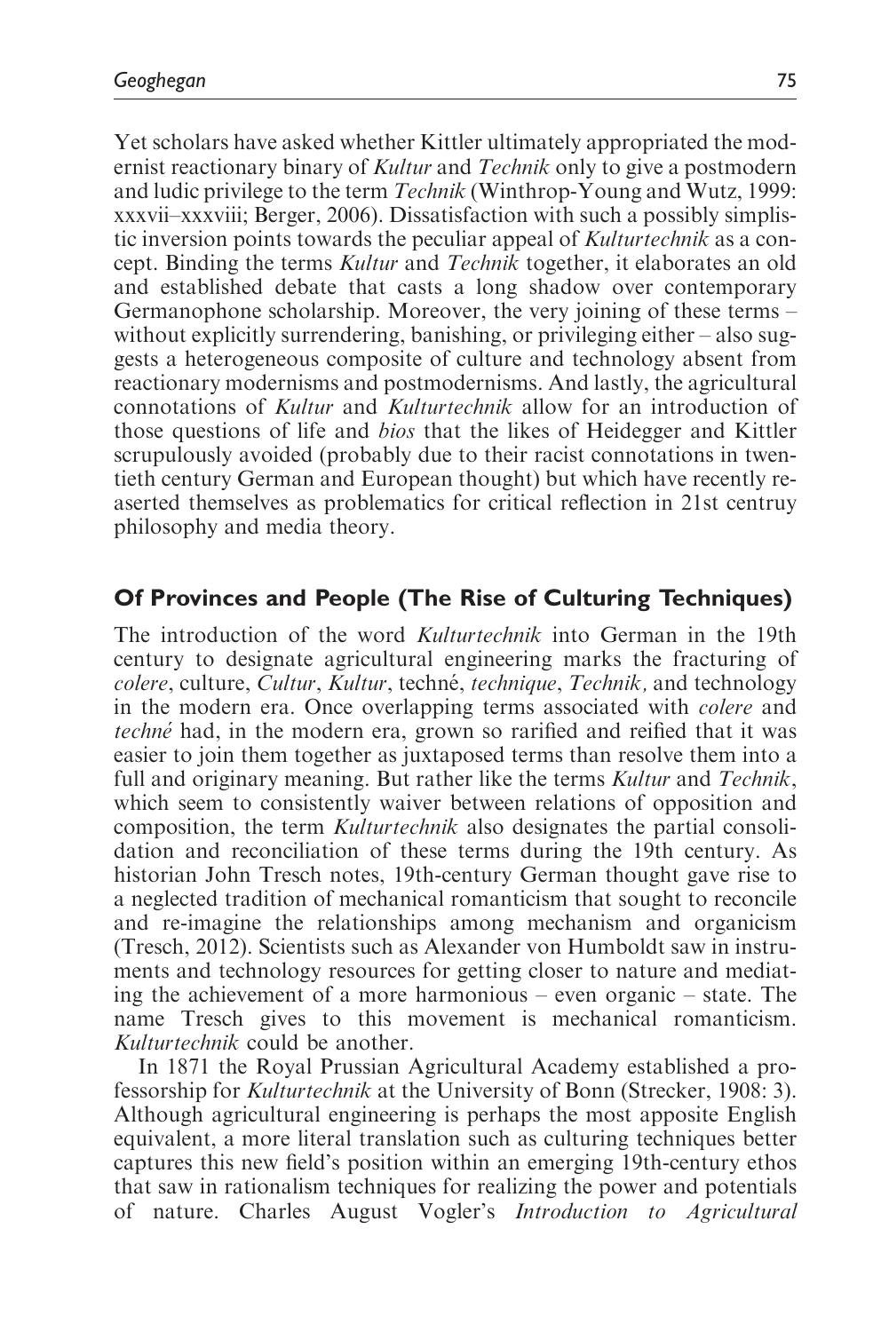Yet scholars have asked whether Kittler ultimately appropriated the modernist reactionary binary of *Kultur* and *Technik* only to give a postmodern and ludic privilege to the term *Technik* (Winthrop-Young and Wutz, 1999: xxxvii–xxxviii; Berger, 2006). Dissatisfaction with such a possibly simplistic inversion points towards the peculiar appeal of *Kulturtechnik* as a concept. Binding the terms *Kultur* and *Technik* together, it elaborates an old and established debate that casts a long shadow over contemporary Germanophone scholarship. Moreover, the very joining of these terms – without explicitly surrendering, banishing, or privileging either – also suggests a heterogeneous composite of culture and technology absent from reactionary modernisms and postmodernisms. And lastly, the agricultural connotations of *Kultur* and *Kulturtechnik* allow for an introduction of those questions of life and *bios* that the likes of Heidegger and Kittler scrupulously avoided (probably due to their racist connotations in twentieth century German and European thought) but which have recently re-aserted themselves as problematics for critical reflection in 21st centruy philosophy and media theory.

## Of Provinces and People (The Rise of Culturing Techniques)

The introduction of the word *Kulturtechnik* into German in the 19th century to designate agricultural engineering marks the fracturing of *colere*, culture, *Cultur*, *Kultur*, techné, *technique*, *Technik*, and technology in the modern era. Once overlapping terms associated with *colere* and *techné* had, in the modern era, grown so rarified and reified that it was easier to join them together as juxtaposed terms than resolve them into a full and originary meaning. But rather like the terms *Kultur* and *Technik*, which seem to consistently waiver between relations of opposition and composition, the term *Kulturtechnik* also designates the partial consolidation and reconciliation of these terms during the 19th century. As historian John Tresch notes, 19th-century German thought gave rise to a neglected tradition of mechanical romanticism that sought to reconcile and re-imagine the relationships among mechanism and organicism (Tresch, 2012). Scientists such as Alexander von Humboldt saw in instruments and technology resources for getting closer to nature and mediating the achievement of a more harmonious – even organic – state. The name Tresch gives to this movement is mechanical romanticism. *Kulturtechnik* could be another.

In 1871 the Royal Prussian Agricultural Academy established a professorship for *Kulturtechnik* at the University of Bonn (Strecker, 1908: 3). Although agricultural engineering is perhaps the most apposite English equivalent, a more literal translation such as culturing techniques better captures this new field's position within an emerging 19th-century ethos that saw in rationalism techniques for realizing the power and potentials of nature. Charles August Vogler's *Introduction to Agricultural*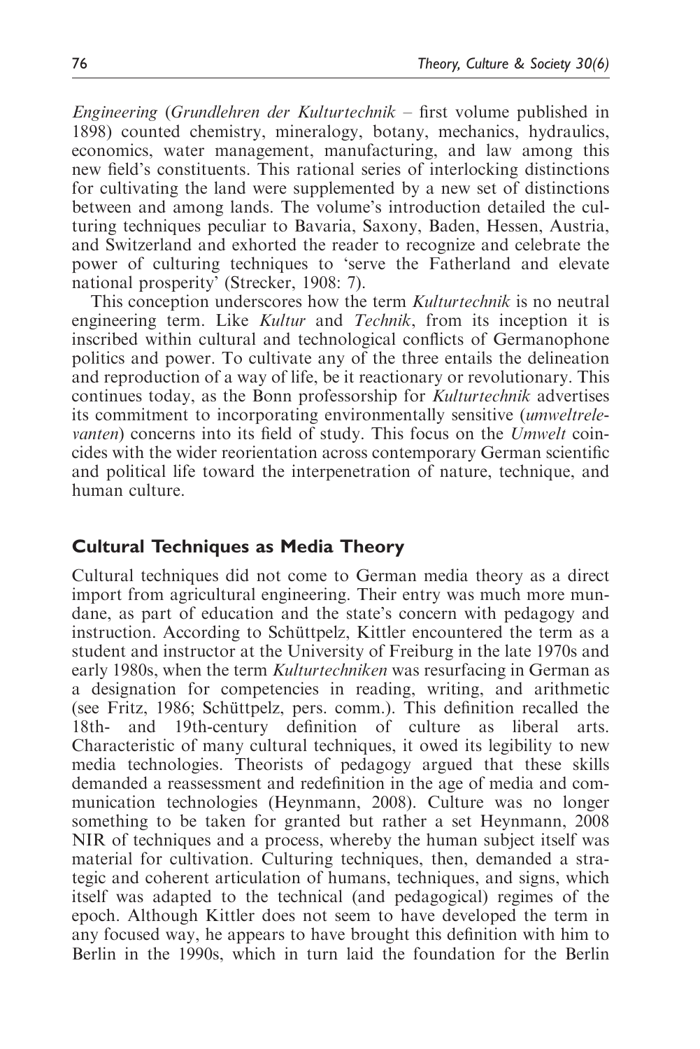*Engineering* (*Grundlehren der Kulturtechnik* – first volume published in 1898) counted chemistry, mineralogy, botany, mechanics, hydraulics, economics, water management, manufacturing, and law among this new field's constituents. This rational series of interlocking distinctions for cultivating the land were supplemented by a new set of distinctions between and among lands. The volume's introduction detailed the culturing techniques peculiar to Bavaria, Saxony, Baden, Hessen, Austria, and Switzerland and exhorted the reader to recognize and celebrate the power of culturing techniques to 'serve the Fatherland and elevate national prosperity' (Strecker, 1908: 7).

This conception underscores how the term *Kulturtechnik* is no neutral engineering term. Like *Kultur* and *Technik*, from its inception it is inscribed within cultural and technological conflicts of Germanophone politics and power. To cultivate any of the three entails the delineation and reproduction of a way of life, be it reactionary or revolutionary. This continues today, as the Bonn professorship for *Kulturtechnik* advertises its commitment to incorporating environmentally sensitive (*umweltrelevanten*) concerns into its field of study. This focus on the *Umwelt* coincides with the wider reorientation across contemporary German scientific and political life toward the interpenetration of nature, technique, and human culture.

## Cultural Techniques as Media Theory

Cultural techniques did not come to German media theory as a direct import from agricultural engineering. Their entry was much more mundane, as part of education and the state's concern with pedagogy and instruction. According to Schüttpelz, Kittler encountered the term as a student and instructor at the University of Freiburg in the late 1970s and early 1980s, when the term *Kulturtechniken* was resurfacing in German as a designation for competencies in reading, writing, and arithmetic (see Fritz, 1986; Schüttpelz, pers. comm.). This definition recalled the 18th- and 19th-century definition of culture as liberal arts. Characteristic of many cultural techniques, it owed its legibility to new media technologies. Theorists of pedagogy argued that these skills demanded a reassessment and redefinition in the age of media and communication technologies (Heynmann, 2008). Culture was no longer something to be taken for granted but rather a set Heynmann, 2008 NIR of techniques and a process, whereby the human subject itself was material for cultivation. Culturing techniques, then, demanded a strategic and coherent articulation of humans, techniques, and signs, which itself was adapted to the technical (and pedagogical) regimes of the epoch. Although Kittler does not seem to have developed the term in any focused way, he appears to have brought this definition with him to Berlin in the 1990s, which in turn laid the foundation for the Berlin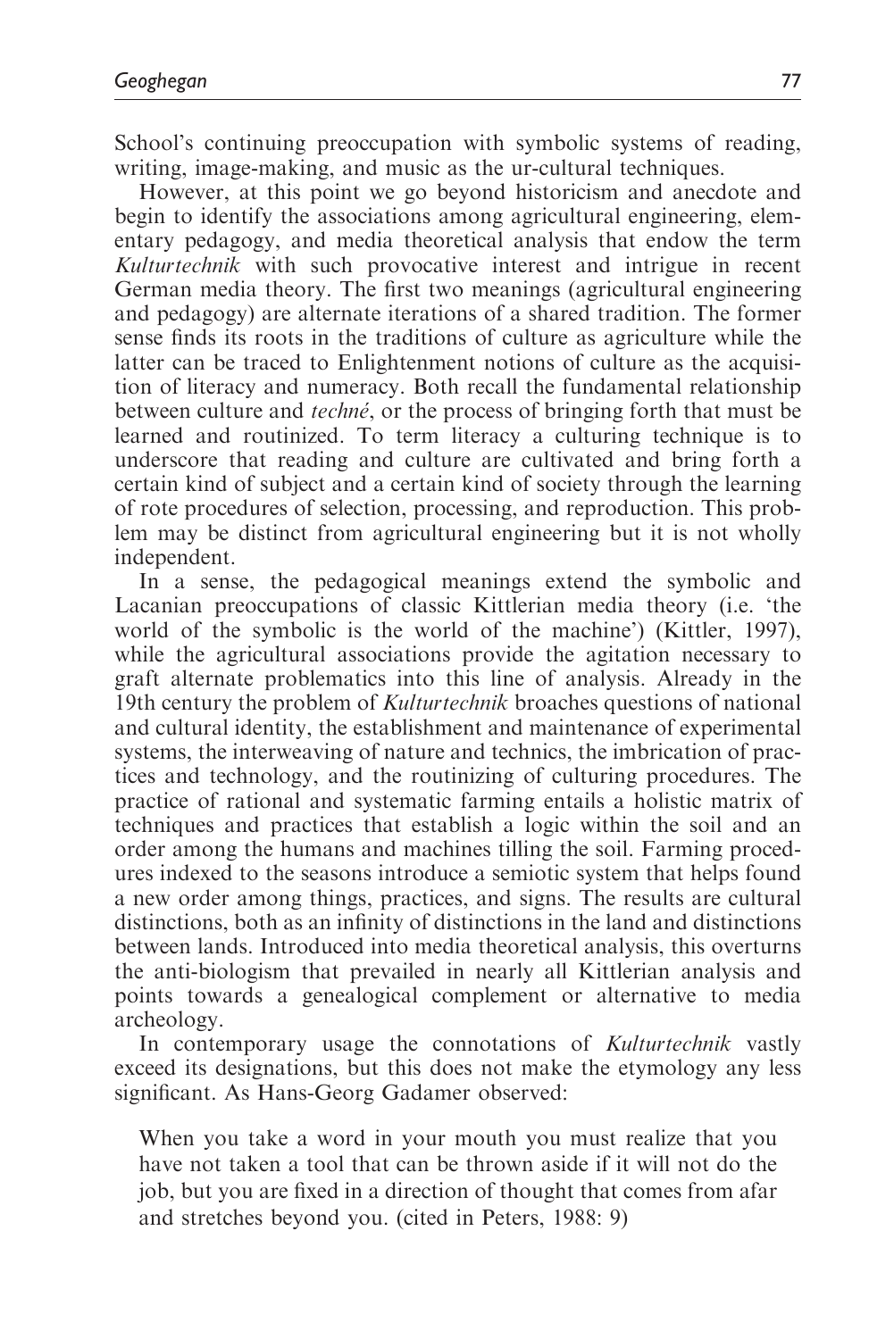School's continuing preoccupation with symbolic systems of reading, writing, image-making, and music as the ur-cultural techniques.

However, at this point we go beyond historicism and anecdote and begin to identify the associations among agricultural engineering, elementary pedagogy, and media theoretical analysis that endow the term *Kulturtechnik* with such provocative interest and intrigue in recent German media theory. The first two meanings (agricultural engineering and pedagogy) are alternate iterations of a shared tradition. The former sense finds its roots in the traditions of culture as agriculture while the latter can be traced to Enlightenment notions of culture as the acquisition of literacy and numeracy. Both recall the fundamental relationship between culture and *techné*, or the process of bringing forth that must be learned and routinized. To term literacy a culturing technique is to underscore that reading and culture are cultivated and bring forth a certain kind of subject and a certain kind of society through the learning of rote procedures of selection, processing, and reproduction. This problem may be distinct from agricultural engineering but it is not wholly independent.

In a sense, the pedagogical meanings extend the symbolic and Lacanian preoccupations of classic Kittlerian media theory (i.e. 'the world of the symbolic is the world of the machine') (Kittler, 1997), while the agricultural associations provide the agitation necessary to graft alternate problematics into this line of analysis. Already in the 19th century the problem of *Kulturtechnik* broaches questions of national and cultural identity, the establishment and maintenance of experimental systems, the interweaving of nature and technics, the imbrication of practices and technology, and the routinizing of culturing procedures. The practice of rational and systematic farming entails a holistic matrix of techniques and practices that establish a logic within the soil and an order among the humans and machines tilling the soil. Farming procedures indexed to the seasons introduce a semiotic system that helps found a new order among things, practices, and signs. The results are cultural distinctions, both as an infinity of distinctions in the land and distinctions between lands. Introduced into media theoretical analysis, this overturns the anti-biologism that prevailed in nearly all Kittlerian analysis and points towards a genealogical complement or alternative to media archeology.

In contemporary usage the connotations of *Kulturtechnik* vastly exceed its designations, but this does not make the etymology any less significant. As Hans-Georg Gadamer observed:

> When you take a word in your mouth you must realize that you have not taken a tool that can be thrown aside if it will not do the job, but you are fixed in a direction of thought that comes from afar and stretches beyond you. (cited in Peters, 1988: 9)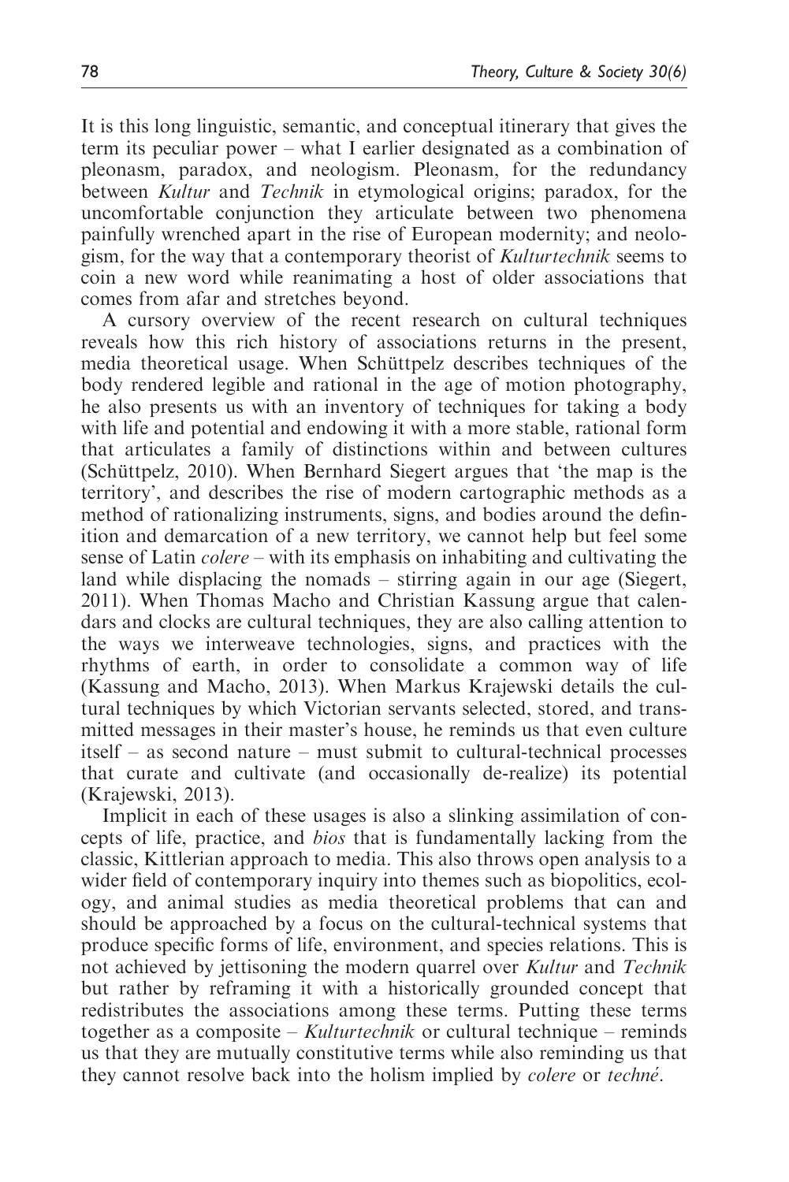It is this long linguistic, semantic, and conceptual itinerary that gives the term its peculiar power – what I earlier designated as a combination of pleonasm, paradox, and neologism. Pleonasm, for the redundancy between *Kultur* and *Technik* in etymological origins; paradox, for the uncomfortable conjunction they articulate between two phenomena painfully wrenched apart in the rise of European modernity; and neologism, for the way that a contemporary theorist of *Kulturtechnik* seems to coin a new word while reanimating a host of older associations that comes from afar and stretches beyond.

A cursory overview of the recent research on cultural techniques reveals how this rich history of associations returns in the present, media theoretical usage. When Schüttpelz describes techniques of the body rendered legible and rational in the age of motion photography, he also presents us with an inventory of techniques for taking a body with life and potential and endowing it with a more stable, rational form that articulates a family of distinctions within and between cultures (Schüttpelz, 2010). When Bernhard Siegert argues that 'the map is the territory', and describes the rise of modern cartographic methods as a method of rationalizing instruments, signs, and bodies around the definition and demarcation of a new territory, we cannot help but feel some sense of Latin *colere* – with its emphasis on inhabiting and cultivating the land while displacing the nomads – stirring again in our age (Siegert, 2011). When Thomas Macho and Christian Kassung argue that calendars and clocks are cultural techniques, they are also calling attention to the ways we interweave technologies, signs, and practices with the rhythms of earth, in order to consolidate a common way of life (Kassung and Macho, 2013). When Markus Krajewski details the cultural techniques by which Victorian servants selected, stored, and transmitted messages in their master's house, he reminds us that even culture itself – as second nature – must submit to cultural-technical processes that curate and cultivate (and occasionally de-realize) its potential (Krajewski, 2013).

Implicit in each of these usages is also a slinking assimilation of concepts of life, practice, and *bios* that is fundamentally lacking from the classic, Kittlerian approach to media. This also throws open analysis to a wider field of contemporary inquiry into themes such as biopolitics, ecology, and animal studies as media theoretical problems that can and should be approached by a focus on the cultural-technical systems that produce specific forms of life, environment, and species relations. This is not achieved by jettisoning the modern quarrel over *Kultur* and *Technik* but rather by reframing it with a historically grounded concept that redistributes the associations among these terms. Putting these terms together as a composite – *Kulturtechnik* or cultural technique – reminds us that they are mutually constitutive terms while also reminding us that they cannot resolve back into the holism implied by *colere* or *techné*.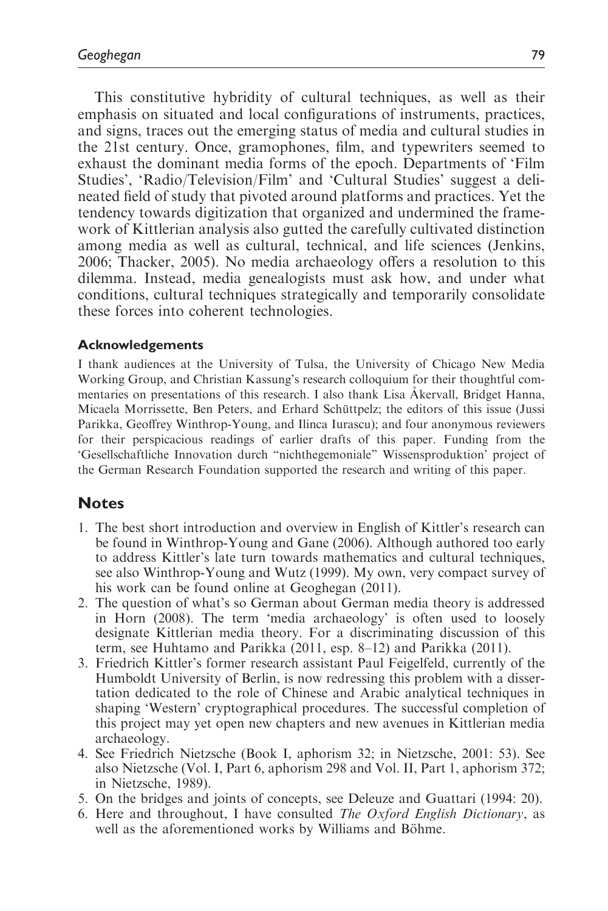This constitutive hybridity of cultural techniques, as well as their emphasis on situated and local configurations of instruments, practices, and signs, traces out the emerging status of media and cultural studies in the 21st century. Once, gramophones, film, and typewriters seemed to exhaust the dominant media forms of the epoch. Departments of 'Film Studies', 'Radio/Television/Film' and 'Cultural Studies' suggest a delineated field of study that pivoted around platforms and practices. Yet the tendency towards digitization that organized and undermined the framework of Kittlerian analysis also gutted the carefully cultivated distinction among media as well as cultural, technical, and life sciences (Jenkins, 2006; Thacker, 2005). No media archaeology offers a resolution to this dilemma. Instead, media genealogists must ask how, and under what conditions, cultural techniques strategically and temporarily consolidate these forces into coherent technologies.

#### Acknowledgements

I thank audiences at the University of Tulsa, the University of Chicago New Media Working Group, and Christian Kassung's research colloquium for their thoughtful commentaries on presentations of this research. I also thank Lisa Åkervall, Bridget Hanna, Micaela Morrissette, Ben Peters, and Erhard Schüttpelz; the editors of this issue (Jussi Parikka, Geoffrey Winthrop-Young, and Ilinca Iurascu); and four anonymous reviewers for their perspicacious readings of earlier drafts of this paper. Funding from the 'Gesellschaftliche Innovation durch "nichthegemoniale" Wissensproduktion' project of the German Research Foundation supported the research and writing of this paper.

## Notes

1. The best short introduction and overview in English of Kittler's research can be found in Winthrop-Young and Gane (2006). Although authored too early to address Kittler's late turn towards mathematics and cultural techniques, see also Winthrop-Young and Wutz (1999). My own, very compact survey of his work can be found online at Geoghegan (2011).
2. The question of what's so German about German media theory is addressed in Horn (2008). The term 'media archaeology' is often used to loosely designate Kittlerian media theory. For a discriminating discussion of this term, see Huhtamo and Parikka (2011, esp. 8–12) and Parikka (2011).
3. Friedrich Kittler's former research assistant Paul Feigelfeld, currently of the Humboldt University of Berlin, is now redressing this problem with a dissertation dedicated to the role of Chinese and Arabic analytical techniques in shaping 'Western' cryptographical procedures. The successful completion of this project may yet open new chapters and new avenues in Kittlerian media archaeology.
4. See Friedrich Nietzsche (Book I, aphorism 32; in Nietzsche, 2001: 53). See also Nietzsche (Vol. I, Part 6, aphorism 298 and Vol. II, Part 1, aphorism 372; in Nietzsche, 1989).
5. On the bridges and joints of concepts, see Deleuze and Guattari (1994: 20).
6. Here and throughout, I have consulted *The Oxford English Dictionary*, as well as the aforementioned works by Williams and Böhme.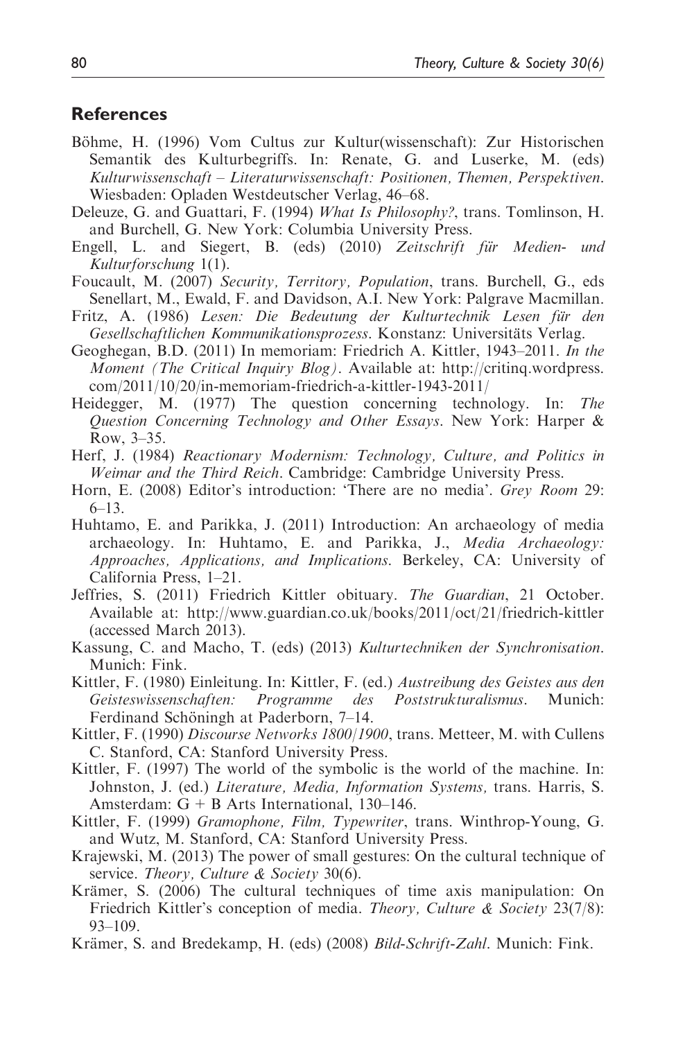## References

Böhme, H. (1996) Vom Cultus zur Kultur(wissenschaft): Zur Historischen Semantik des Kulturbegriffs. In: Renate, G. and Luserke, M. (eds) *Kulturwissenschaft – Literaturwissenschaft: Positionen, Themen, Perspektiven*. Wiesbaden: Opladen Westdeutscher Verlag, 46–68.

Deleuze, G. and Guattari, F. (1994) *What Is Philosophy?*, trans. Tomlinson, H. and Burchell, G. New York: Columbia University Press.

Engell, L. and Siegert, B. (eds) (2010) *Zeitschrift für Medien- und Kulturforschung* 1(1).

Foucault, M. (2007) *Security, Territory, Population*, trans. Burchell, G., eds Senellart, M., Ewald, F. and Davidson, A.I. New York: Palgrave Macmillan.

Fritz, A. (1986) *Lesen: Die Bedeutung der Kulturtechnik Lesen für den Gesellschaftlichen Kommunikationsprozess*. Konstanz: Universitäts Verlag.

Geoghegan, B.D. (2011) In memoriam: Friedrich A. Kittler, 1943–2011. *In the Moment (The Critical Inquiry Blog)*. Available at: http://critinq.wordpress.com/2011/10/20/in-memoriam-friedrich-a-kittler-1943-2011/

Heidegger, M. (1977) The question concerning technology. In: *The Question Concerning Technology and Other Essays*. New York: Harper & Row, 3–35.

Herf, J. (1984) *Reactionary Modernism: Technology, Culture, and Politics in Weimar and the Third Reich*. Cambridge: Cambridge University Press.

Horn, E. (2008) Editor's introduction: 'There are no media'. *Grey Room* 29: 6–13.

Huhtamo, E. and Parikka, J. (2011) Introduction: An archaeology of media archaeology. In: Huhtamo, E. and Parikka, J., *Media Archaeology: Approaches, Applications, and Implications*. Berkeley, CA: University of California Press, 1–21.

Jeffries, S. (2011) Friedrich Kittler obituary. *The Guardian*, 21 October. Available at: http://www.guardian.co.uk/books/2011/oct/21/friedrich-kittler (accessed March 2013).

Kassung, C. and Macho, T. (eds) (2013) *Kulturtechniken der Synchronisation*. Munich: Fink.

Kittler, F. (1980) Einleitung. In: Kittler, F. (ed.) *Austreibung des Geistes aus den Geisteswissenschaften: Programme des Poststrukturalismus*. Munich: Ferdinand Schöningh at Paderborn, 7–14.

Kittler, F. (1990) *Discourse Networks 1800/1900*, trans. Metteer, M. with Cullens C. Stanford, CA: Stanford University Press.

Kittler, F. (1997) The world of the symbolic is the world of the machine. In: Johnston, J. (ed.) *Literature, Media, Information Systems,* trans. Harris, S. Amsterdam: G + B Arts International, 130–146.

Kittler, F. (1999) *Gramophone, Film, Typewriter*, trans. Winthrop-Young, G. and Wutz, M. Stanford, CA: Stanford University Press.

Krajewski, M. (2013) The power of small gestures: On the cultural technique of service. *Theory, Culture & Society* 30(6).

Krämer, S. (2006) The cultural techniques of time axis manipulation: On Friedrich Kittler's conception of media. *Theory, Culture & Society* 23(7/8): 93–109.

Krämer, S. and Bredekamp, H. (eds) (2008) *Bild-Schrift-Zahl*. Munich: Fink.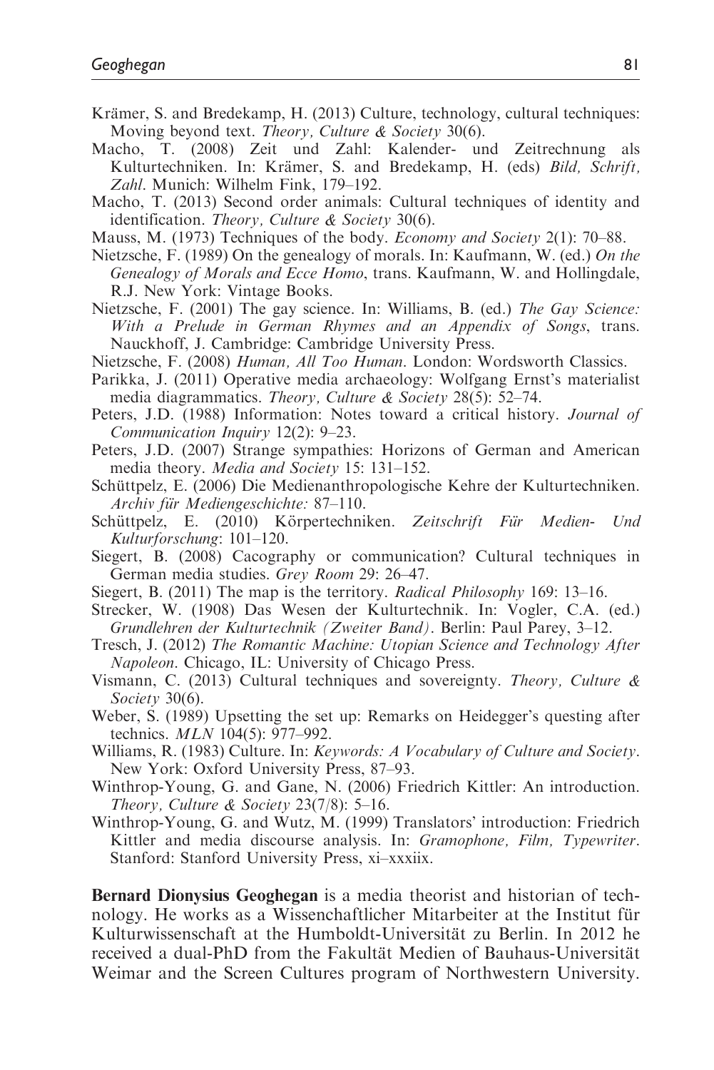Krämer, S. and Bredekamp, H. (2013) Culture, technology, cultural techniques: Moving beyond text. *Theory, Culture & Society* 30(6).

Macho, T. (2008) Zeit und Zahl: Kalender- und Zeitrechnung als Kulturtechniken. In: Krämer, S. and Bredekamp, H. (eds) *Bild, Schrift, Zahl*. Munich: Wilhelm Fink, 179–192.

Macho, T. (2013) Second order animals: Cultural techniques of identity and identification. *Theory, Culture & Society* 30(6).

Mauss, M. (1973) Techniques of the body. *Economy and Society* 2(1): 70–88.

Nietzsche, F. (1989) On the genealogy of morals. In: Kaufmann, W. (ed.) *On the Genealogy of Morals and Ecce Homo*, trans. Kaufmann, W. and Hollingdale, R.J. New York: Vintage Books.

Nietzsche, F. (2001) The gay science. In: Williams, B. (ed.) *The Gay Science: With a Prelude in German Rhymes and an Appendix of Songs*, trans. Nauckhoff, J. Cambridge: Cambridge University Press.

Nietzsche, F. (2008) *Human, All Too Human*. London: Wordsworth Classics.

Parikka, J. (2011) Operative media archaeology: Wolfgang Ernst's materialist media diagrammatics. *Theory, Culture & Society* 28(5): 52–74.

Peters, J.D. (1988) Information: Notes toward a critical history. *Journal of Communication Inquiry* 12(2): 9–23.

Peters, J.D. (2007) Strange sympathies: Horizons of German and American media theory. *Media and Society* 15: 131–152.

Schüttpelz, E. (2006) Die Medienanthropologische Kehre der Kulturtechniken. *Archiv für Mediengeschichte:* 87–110.

Schüttpelz, E. (2010) Körpertechniken. *Zeitschrift Für Medien- Und Kulturforschung*: 101–120.

Siegert, B. (2008) Cacography or communication? Cultural techniques in German media studies. *Grey Room* 29: 26–47.

Siegert, B. (2011) The map is the territory. *Radical Philosophy* 169: 13–16.

Strecker, W. (1908) Das Wesen der Kulturtechnik. In: Vogler, C.A. (ed.) *Grundlehren der Kulturtechnik (Zweiter Band)*. Berlin: Paul Parey, 3–12.

Tresch, J. (2012) *The Romantic Machine: Utopian Science and Technology After Napoleon*. Chicago, IL: University of Chicago Press.

Vismann, C. (2013) Cultural techniques and sovereignty. *Theory, Culture & Society* 30(6).

Weber, S. (1989) Upsetting the set up: Remarks on Heidegger's questing after technics. *MLN* 104(5): 977–992.

Williams, R. (1983) Culture. In: *Keywords: A Vocabulary of Culture and Society*. New York: Oxford University Press, 87–93.

Winthrop-Young, G. and Gane, N. (2006) Friedrich Kittler: An introduction. *Theory, Culture & Society* 23(7/8): 5–16.

Winthrop-Young, G. and Wutz, M. (1999) Translators' introduction: Friedrich Kittler and media discourse analysis. In: *Gramophone, Film, Typewriter*. Stanford: Stanford University Press, xi–xxxiix.

**Bernard Dionysius Geoghegan** is a media theorist and historian of technology. He works as a Wissenchaftlicher Mitarbeiter at the Institut für Kulturwissenschaft at the Humboldt-Universität zu Berlin. In 2012 he received a dual-PhD from the Fakultät Medien of Bauhaus-Universität Weimar and the Screen Cultures program of Northwestern University.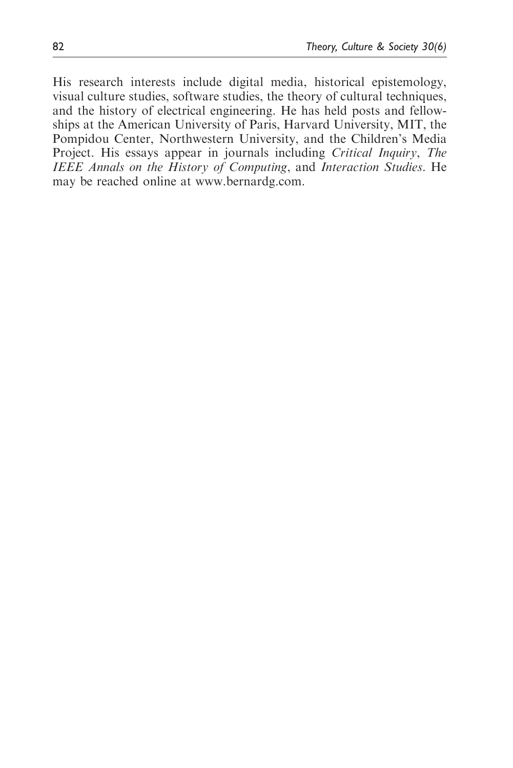His research interests include digital media, historical epistemology, visual culture studies, software studies, the theory of cultural techniques, and the history of electrical engineering. He has held posts and fellowships at the American University of Paris, Harvard University, MIT, the Pompidou Center, Northwestern University, and the Children's Media Project. His essays appear in journals including *Critical Inquiry*, *The IEEE Annals on the History of Computing*, and *Interaction Studies*. He may be reached online at www.bernardg.com.